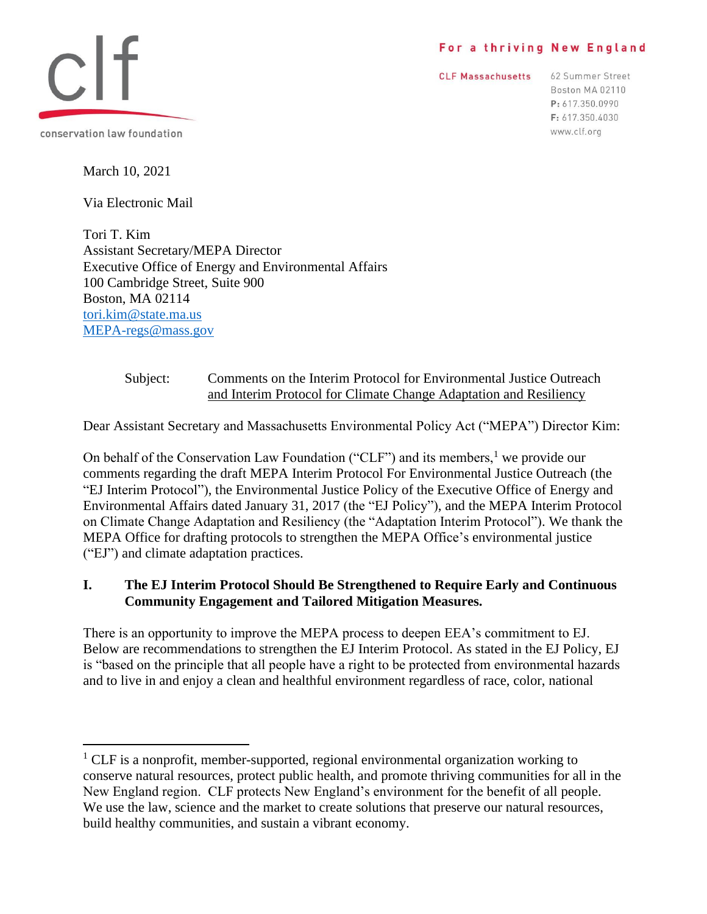clf

conservation law foundation

For a thriving New England

CLF Massachusetts

62 Summer Street
Boston MA 02110
P: 617.350.0990
F: 617.350.4030
www.clf.org

March 10, 2021

Via Electronic Mail

Tori T. Kim
Assistant Secretary/MEPA Director
Executive Office of Energy and Environmental Affairs
100 Cambridge Street, Suite 900
Boston, MA 02114
tori.kim@state.ma.us
MEPA-regs@mass.gov

Subject: Comments on the Interim Protocol for Environmental Justice Outreach and Interim Protocol for Climate Change Adaptation and Resiliency

Dear Assistant Secretary and Massachusetts Environmental Policy Act ("MEPA") Director Kim:

On behalf of the Conservation Law Foundation ("CLF") and its members,[1] we provide our comments regarding the draft MEPA Interim Protocol For Environmental Justice Outreach (the "EJ Interim Protocol"), the Environmental Justice Policy of the Executive Office of Energy and Environmental Affairs dated January 31, 2017 (the "EJ Policy"), and the MEPA Interim Protocol on Climate Change Adaptation and Resiliency (the "Adaptation Interim Protocol"). We thank the MEPA Office for drafting protocols to strengthen the MEPA Office's environmental justice ("EJ") and climate adaptation practices.

## I. The EJ Interim Protocol Should Be Strengthened to Require Early and Continuous Community Engagement and Tailored Mitigation Measures.

There is an opportunity to improve the MEPA process to deepen EEA's commitment to EJ. Below are recommendations to strengthen the EJ Interim Protocol. As stated in the EJ Policy, EJ is "based on the principle that all people have a right to be protected from environmental hazards and to live in and enjoy a clean and healthful environment regardless of race, color, national

---

[1] CLF is a nonprofit, member-supported, regional environmental organization working to conserve natural resources, protect public health, and promote thriving communities for all in the New England region. CLF protects New England's environment for the benefit of all people. We use the law, science and the market to create solutions that preserve our natural resources, build healthy communities, and sustain a vibrant economy.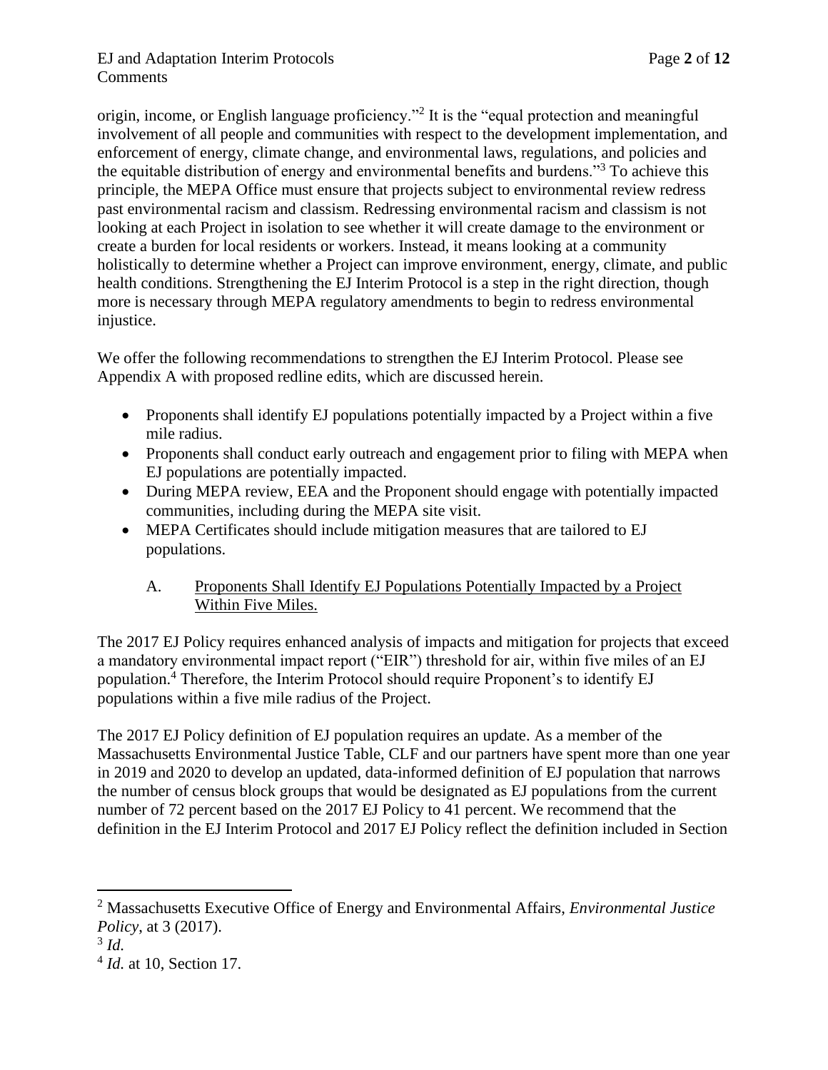origin, income, or English language proficiency."[2] It is the "equal protection and meaningful involvement of all people and communities with respect to the development implementation, and enforcement of energy, climate change, and environmental laws, regulations, and policies and the equitable distribution of energy and environmental benefits and burdens."[3] To achieve this principle, the MEPA Office must ensure that projects subject to environmental review redress past environmental racism and classism. Redressing environmental racism and classism is not looking at each Project in isolation to see whether it will create damage to the environment or create a burden for local residents or workers. Instead, it means looking at a community holistically to determine whether a Project can improve environment, energy, climate, and public health conditions. Strengthening the EJ Interim Protocol is a step in the right direction, though more is necessary through MEPA regulatory amendments to begin to redress environmental injustice.

We offer the following recommendations to strengthen the EJ Interim Protocol. Please see Appendix A with proposed redline edits, which are discussed herein.

- Proponents shall identify EJ populations potentially impacted by a Project within a five mile radius.
- Proponents shall conduct early outreach and engagement prior to filing with MEPA when EJ populations are potentially impacted.
- During MEPA review, EEA and the Proponent should engage with potentially impacted communities, including during the MEPA site visit.
- MEPA Certificates should include mitigation measures that are tailored to EJ populations.

### A. Proponents Shall Identify EJ Populations Potentially Impacted by a Project Within Five Miles.

The 2017 EJ Policy requires enhanced analysis of impacts and mitigation for projects that exceed a mandatory environmental impact report ("EIR") threshold for air, within five miles of an EJ population.[4] Therefore, the Interim Protocol should require Proponent's to identify EJ populations within a five mile radius of the Project.

The 2017 EJ Policy definition of EJ population requires an update. As a member of the Massachusetts Environmental Justice Table, CLF and our partners have spent more than one year in 2019 and 2020 to develop an updated, data-informed definition of EJ population that narrows the number of census block groups that would be designated as EJ populations from the current number of 72 percent based on the 2017 EJ Policy to 41 percent. We recommend that the definition in the EJ Interim Protocol and 2017 EJ Policy reflect the definition included in Section

---

[2] Massachusetts Executive Office of Energy and Environmental Affairs, *Environmental Justice Policy*, at 3 (2017).

[3] *Id.*

[4] *Id.* at 10, Section 17.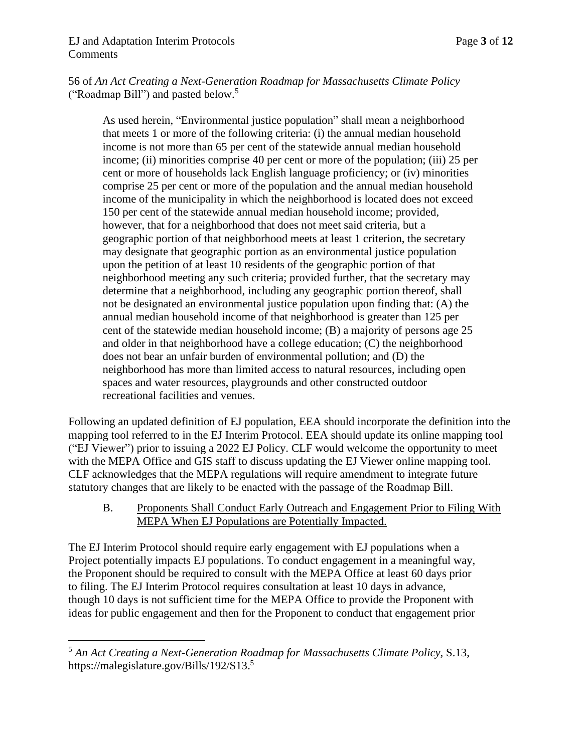56 of *An Act Creating a Next-Generation Roadmap for Massachusetts Climate Policy* ("Roadmap Bill") and pasted below.[5]

> As used herein, "Environmental justice population" shall mean a neighborhood that meets 1 or more of the following criteria: (i) the annual median household income is not more than 65 per cent of the statewide annual median household income; (ii) minorities comprise 40 per cent or more of the population; (iii) 25 per cent or more of households lack English language proficiency; or (iv) minorities comprise 25 per cent or more of the population and the annual median household income of the municipality in which the neighborhood is located does not exceed 150 per cent of the statewide annual median household income; provided, however, that for a neighborhood that does not meet said criteria, but a geographic portion of that neighborhood meets at least 1 criterion, the secretary may designate that geographic portion as an environmental justice population upon the petition of at least 10 residents of the geographic portion of that neighborhood meeting any such criteria; provided further, that the secretary may determine that a neighborhood, including any geographic portion thereof, shall not be designated an environmental justice population upon finding that: (A) the annual median household income of that neighborhood is greater than 125 per cent of the statewide median household income; (B) a majority of persons age 25 and older in that neighborhood have a college education; (C) the neighborhood does not bear an unfair burden of environmental pollution; and (D) the neighborhood has more than limited access to natural resources, including open spaces and water resources, playgrounds and other constructed outdoor recreational facilities and venues.

Following an updated definition of EJ population, EEA should incorporate the definition into the mapping tool referred to in the EJ Interim Protocol. EEA should update its online mapping tool ("EJ Viewer") prior to issuing a 2022 EJ Policy. CLF would welcome the opportunity to meet with the MEPA Office and GIS staff to discuss updating the EJ Viewer online mapping tool. CLF acknowledges that the MEPA regulations will require amendment to integrate future statutory changes that are likely to be enacted with the passage of the Roadmap Bill.

### B. Proponents Shall Conduct Early Outreach and Engagement Prior to Filing With MEPA When EJ Populations are Potentially Impacted.

The EJ Interim Protocol should require early engagement with EJ populations when a Project potentially impacts EJ populations. To conduct engagement in a meaningful way, the Proponent should be required to consult with the MEPA Office at least 60 days prior to filing. The EJ Interim Protocol requires consultation at least 10 days in advance, though 10 days is not sufficient time for the MEPA Office to provide the Proponent with ideas for public engagement and then for the Proponent to conduct that engagement prior

---

[5] *An Act Creating a Next-Generation Roadmap for Massachusetts Climate Policy*, S.13, https://malegislature.gov/Bills/192/S13.[5]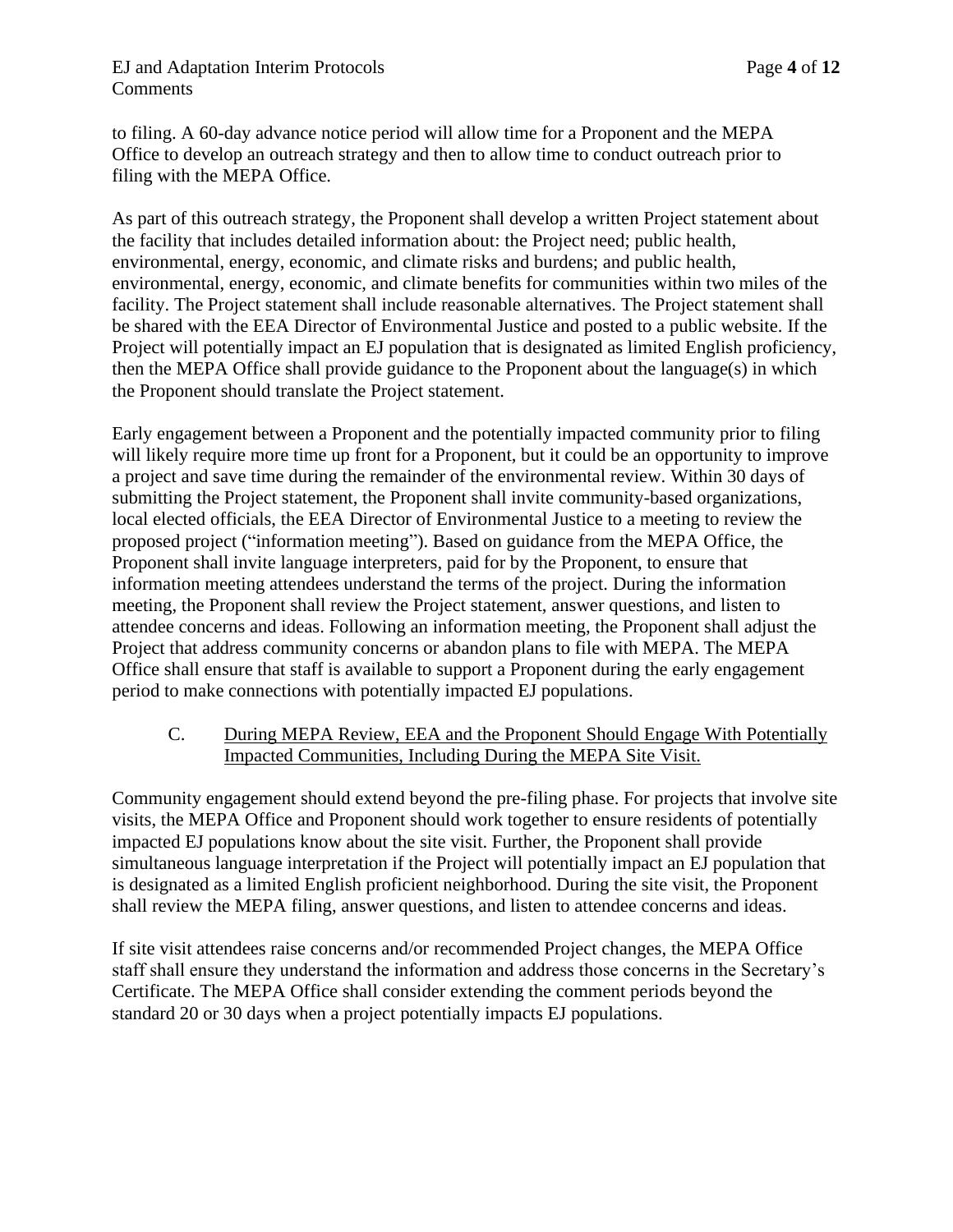to filing. A 60-day advance notice period will allow time for a Proponent and the MEPA Office to develop an outreach strategy and then to allow time to conduct outreach prior to filing with the MEPA Office.

As part of this outreach strategy, the Proponent shall develop a written Project statement about the facility that includes detailed information about: the Project need; public health, environmental, energy, economic, and climate risks and burdens; and public health, environmental, energy, economic, and climate benefits for communities within two miles of the facility. The Project statement shall include reasonable alternatives. The Project statement shall be shared with the EEA Director of Environmental Justice and posted to a public website. If the Project will potentially impact an EJ population that is designated as limited English proficiency, then the MEPA Office shall provide guidance to the Proponent about the language(s) in which the Proponent should translate the Project statement.

Early engagement between a Proponent and the potentially impacted community prior to filing will likely require more time up front for a Proponent, but it could be an opportunity to improve a project and save time during the remainder of the environmental review. Within 30 days of submitting the Project statement, the Proponent shall invite community-based organizations, local elected officials, the EEA Director of Environmental Justice to a meeting to review the proposed project ("information meeting"). Based on guidance from the MEPA Office, the Proponent shall invite language interpreters, paid for by the Proponent, to ensure that information meeting attendees understand the terms of the project. During the information meeting, the Proponent shall review the Project statement, answer questions, and listen to attendee concerns and ideas. Following an information meeting, the Proponent shall adjust the Project that address community concerns or abandon plans to file with MEPA. The MEPA Office shall ensure that staff is available to support a Proponent during the early engagement period to make connections with potentially impacted EJ populations.

C. <u>During MEPA Review, EEA and the Proponent Should Engage With Potentially Impacted Communities, Including During the MEPA Site Visit.</u>

Community engagement should extend beyond the pre-filing phase. For projects that involve site visits, the MEPA Office and Proponent should work together to ensure residents of potentially impacted EJ populations know about the site visit. Further, the Proponent shall provide simultaneous language interpretation if the Project will potentially impact an EJ population that is designated as a limited English proficient neighborhood. During the site visit, the Proponent shall review the MEPA filing, answer questions, and listen to attendee concerns and ideas.

If site visit attendees raise concerns and/or recommended Project changes, the MEPA Office staff shall ensure they understand the information and address those concerns in the Secretary's Certificate. The MEPA Office shall consider extending the comment periods beyond the standard 20 or 30 days when a project potentially impacts EJ populations.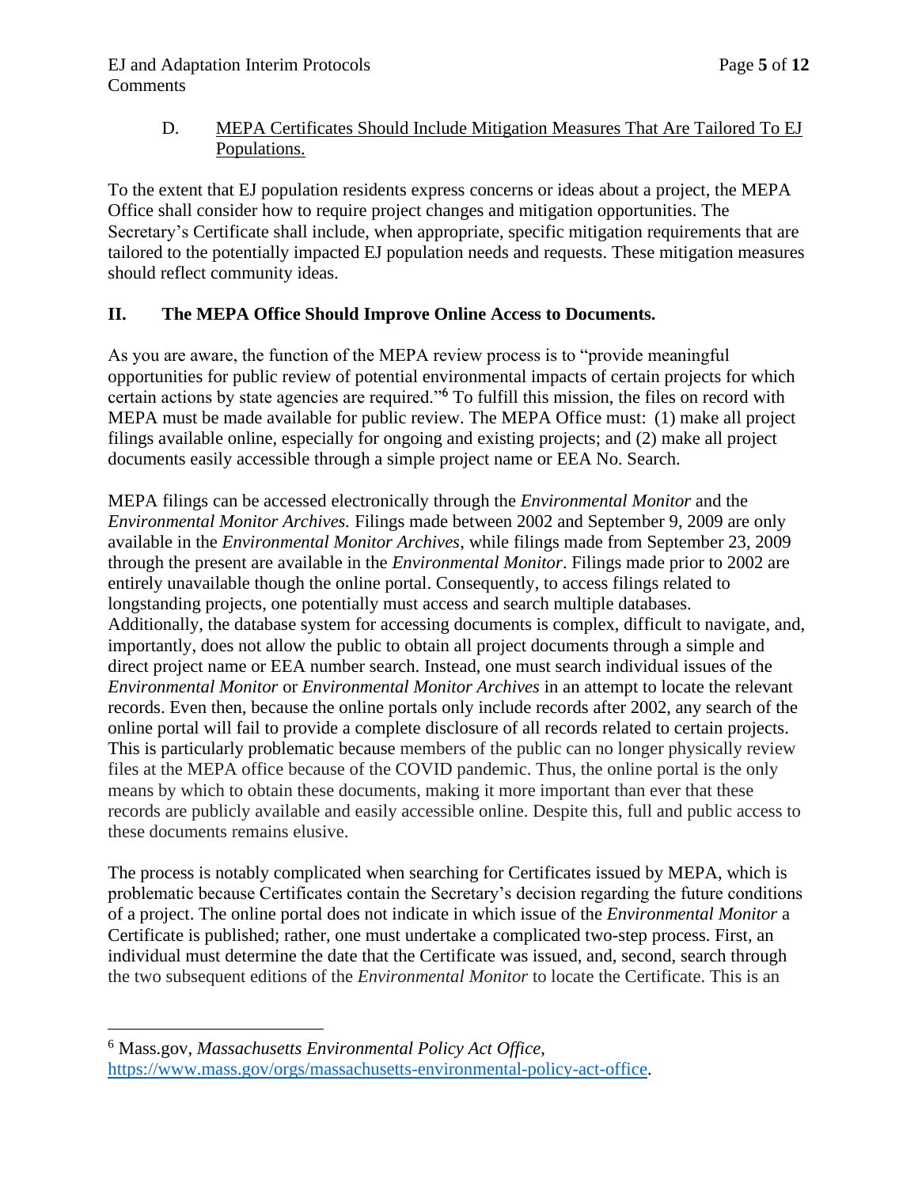D. MEPA Certificates Should Include Mitigation Measures That Are Tailored To EJ Populations.

To the extent that EJ population residents express concerns or ideas about a project, the MEPA Office shall consider how to require project changes and mitigation opportunities. The Secretary's Certificate shall include, when appropriate, specific mitigation requirements that are tailored to the potentially impacted EJ population needs and requests. These mitigation measures should reflect community ideas.

## II. The MEPA Office Should Improve Online Access to Documents.

As you are aware, the function of the MEPA review process is to "provide meaningful opportunities for public review of potential environmental impacts of certain projects for which certain actions by state agencies are required."[6] To fulfill this mission, the files on record with MEPA must be made available for public review. The MEPA Office must: (1) make all project filings available online, especially for ongoing and existing projects; and (2) make all project documents easily accessible through a simple project name or EEA No. Search.

MEPA filings can be accessed electronically through the *Environmental Monitor* and the *Environmental Monitor Archives.* Filings made between 2002 and September 9, 2009 are only available in the *Environmental Monitor Archives*, while filings made from September 23, 2009 through the present are available in the *Environmental Monitor*. Filings made prior to 2002 are entirely unavailable though the online portal. Consequently, to access filings related to longstanding projects, one potentially must access and search multiple databases. Additionally, the database system for accessing documents is complex, difficult to navigate, and, importantly, does not allow the public to obtain all project documents through a simple and direct project name or EEA number search. Instead, one must search individual issues of the *Environmental Monitor* or *Environmental Monitor Archives* in an attempt to locate the relevant records. Even then, because the online portals only include records after 2002, any search of the online portal will fail to provide a complete disclosure of all records related to certain projects. This is particularly problematic because members of the public can no longer physically review files at the MEPA office because of the COVID pandemic. Thus, the online portal is the only means by which to obtain these documents, making it more important than ever that these records are publicly available and easily accessible online. Despite this, full and public access to these documents remains elusive.

The process is notably complicated when searching for Certificates issued by MEPA, which is problematic because Certificates contain the Secretary's decision regarding the future conditions of a project. The online portal does not indicate in which issue of the *Environmental Monitor* a Certificate is published; rather, one must undertake a complicated two-step process. First, an individual must determine the date that the Certificate was issued, and, second, search through the two subsequent editions of the *Environmental Monitor* to locate the Certificate. This is an

---

[6] Mass.gov, *Massachusetts Environmental Policy Act Office*, https://www.mass.gov/orgs/massachusetts-environmental-policy-act-office.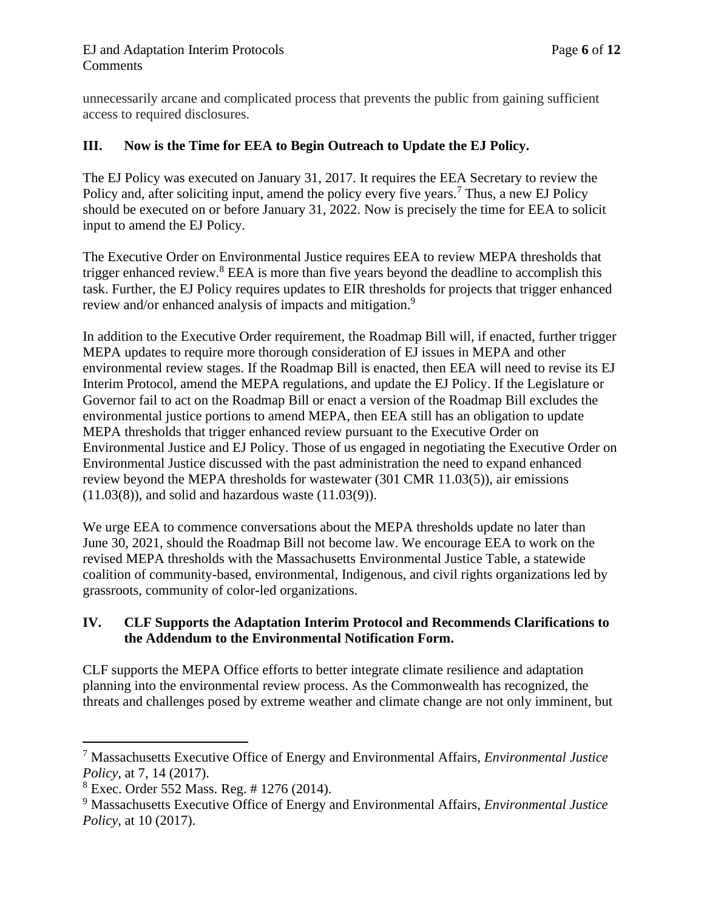unnecessarily arcane and complicated process that prevents the public from gaining sufficient access to required disclosures.

## III. Now is the Time for EEA to Begin Outreach to Update the EJ Policy.

The EJ Policy was executed on January 31, 2017. It requires the EEA Secretary to review the Policy and, after soliciting input, amend the policy every five years.[7] Thus, a new EJ Policy should be executed on or before January 31, 2022. Now is precisely the time for EEA to solicit input to amend the EJ Policy.

The Executive Order on Environmental Justice requires EEA to review MEPA thresholds that trigger enhanced review.[8] EEA is more than five years beyond the deadline to accomplish this task. Further, the EJ Policy requires updates to EIR thresholds for projects that trigger enhanced review and/or enhanced analysis of impacts and mitigation.[9]

In addition to the Executive Order requirement, the Roadmap Bill will, if enacted, further trigger MEPA updates to require more thorough consideration of EJ issues in MEPA and other environmental review stages. If the Roadmap Bill is enacted, then EEA will need to revise its EJ Interim Protocol, amend the MEPA regulations, and update the EJ Policy. If the Legislature or Governor fail to act on the Roadmap Bill or enact a version of the Roadmap Bill excludes the environmental justice portions to amend MEPA, then EEA still has an obligation to update MEPA thresholds that trigger enhanced review pursuant to the Executive Order on Environmental Justice and EJ Policy. Those of us engaged in negotiating the Executive Order on Environmental Justice discussed with the past administration the need to expand enhanced review beyond the MEPA thresholds for wastewater (301 CMR 11.03(5)), air emissions (11.03(8)), and solid and hazardous waste (11.03(9)).

We urge EEA to commence conversations about the MEPA thresholds update no later than June 30, 2021, should the Roadmap Bill not become law. We encourage EEA to work on the revised MEPA thresholds with the Massachusetts Environmental Justice Table, a statewide coalition of community-based, environmental, Indigenous, and civil rights organizations led by grassroots, community of color-led organizations.

## IV. CLF Supports the Adaptation Interim Protocol and Recommends Clarifications to the Addendum to the Environmental Notification Form.

CLF supports the MEPA Office efforts to better integrate climate resilience and adaptation planning into the environmental review process. As the Commonwealth has recognized, the threats and challenges posed by extreme weather and climate change are not only imminent, but

---

[7] Massachusetts Executive Office of Energy and Environmental Affairs, *Environmental Justice Policy*, at 7, 14 (2017).

[8] Exec. Order 552 Mass. Reg. # 1276 (2014).

[9] Massachusetts Executive Office of Energy and Environmental Affairs, *Environmental Justice Policy*, at 10 (2017).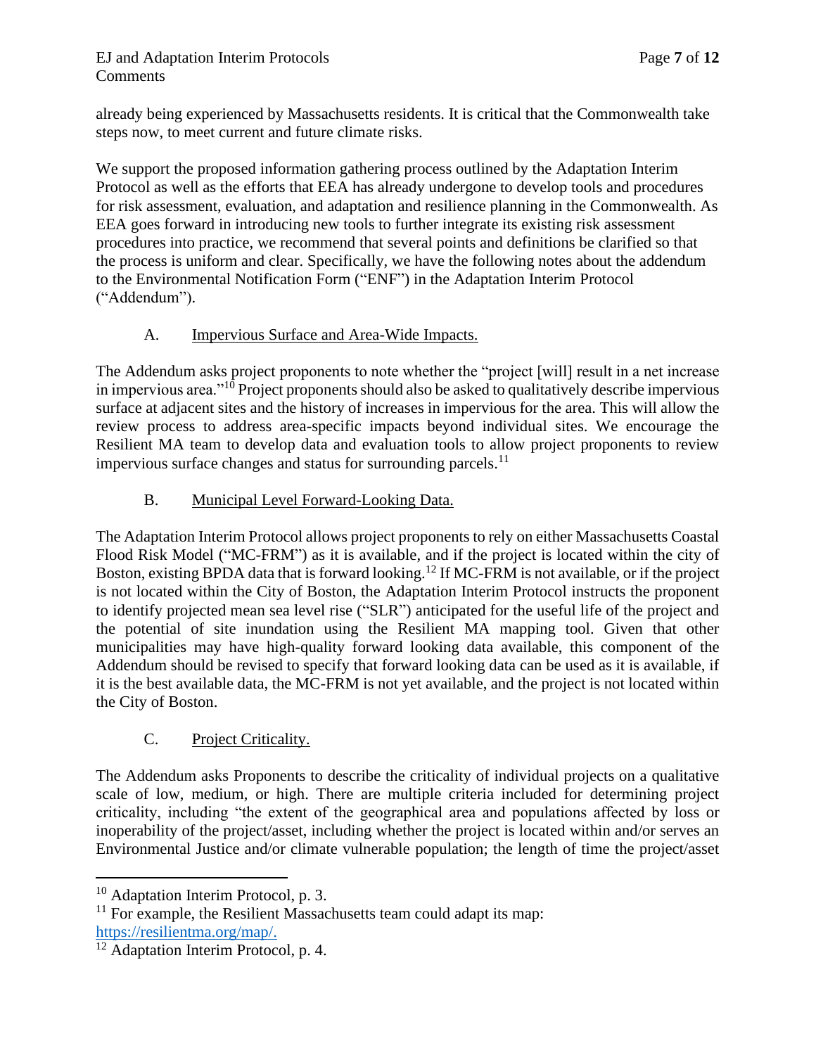already being experienced by Massachusetts residents. It is critical that the Commonwealth take steps now, to meet current and future climate risks.

We support the proposed information gathering process outlined by the Adaptation Interim Protocol as well as the efforts that EEA has already undergone to develop tools and procedures for risk assessment, evaluation, and adaptation and resilience planning in the Commonwealth. As EEA goes forward in introducing new tools to further integrate its existing risk assessment procedures into practice, we recommend that several points and definitions be clarified so that the process is uniform and clear. Specifically, we have the following notes about the addendum to the Environmental Notification Form ("ENF") in the Adaptation Interim Protocol ("Addendum").

A. Impervious Surface and Area-Wide Impacts.

The Addendum asks project proponents to note whether the "project [will] result in a net increase in impervious area."[10] Project proponents should also be asked to qualitatively describe impervious surface at adjacent sites and the history of increases in impervious for the area. This will allow the review process to address area-specific impacts beyond individual sites. We encourage the Resilient MA team to develop data and evaluation tools to allow project proponents to review impervious surface changes and status for surrounding parcels.[11]

B. Municipal Level Forward-Looking Data.

The Adaptation Interim Protocol allows project proponents to rely on either Massachusetts Coastal Flood Risk Model ("MC-FRM") as it is available, and if the project is located within the city of Boston, existing BPDA data that is forward looking.[12] If MC-FRM is not available, or if the project is not located within the City of Boston, the Adaptation Interim Protocol instructs the proponent to identify projected mean sea level rise ("SLR") anticipated for the useful life of the project and the potential of site inundation using the Resilient MA mapping tool. Given that other municipalities may have high-quality forward looking data available, this component of the Addendum should be revised to specify that forward looking data can be used as it is available, if it is the best available data, the MC-FRM is not yet available, and the project is not located within the City of Boston.

C. Project Criticality.

The Addendum asks Proponents to describe the criticality of individual projects on a qualitative scale of low, medium, or high. There are multiple criteria included for determining project criticality, including "the extent of the geographical area and populations affected by loss or inoperability of the project/asset, including whether the project is located within and/or serves an Environmental Justice and/or climate vulnerable population; the length of time the project/asset

---

[10] Adaptation Interim Protocol, p. 3.

[11] For example, the Resilient Massachusetts team could adapt its map: https://resilientma.org/map/.

[12] Adaptation Interim Protocol, p. 4.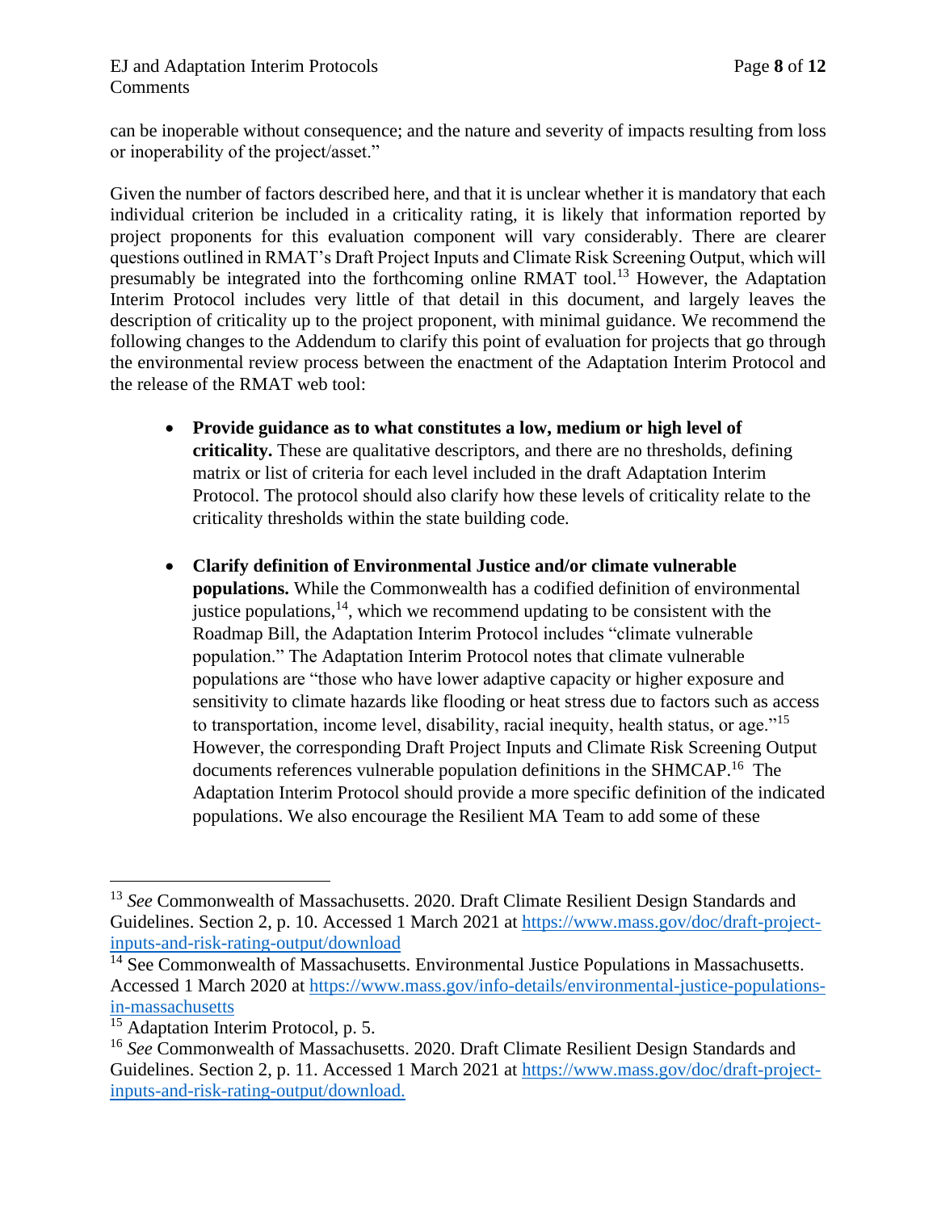can be inoperable without consequence; and the nature and severity of impacts resulting from loss or inoperability of the project/asset."

Given the number of factors described here, and that it is unclear whether it is mandatory that each individual criterion be included in a criticality rating, it is likely that information reported by project proponents for this evaluation component will vary considerably. There are clearer questions outlined in RMAT's Draft Project Inputs and Climate Risk Screening Output, which will presumably be integrated into the forthcoming online RMAT tool.[13] However, the Adaptation Interim Protocol includes very little of that detail in this document, and largely leaves the description of criticality up to the project proponent, with minimal guidance. We recommend the following changes to the Addendum to clarify this point of evaluation for projects that go through the environmental review process between the enactment of the Adaptation Interim Protocol and the release of the RMAT web tool:

- **Provide guidance as to what constitutes a low, medium or high level of criticality.** These are qualitative descriptors, and there are no thresholds, defining matrix or list of criteria for each level included in the draft Adaptation Interim Protocol. The protocol should also clarify how these levels of criticality relate to the criticality thresholds within the state building code.

- **Clarify definition of Environmental Justice and/or climate vulnerable populations.** While the Commonwealth has a codified definition of environmental justice populations,[14], which we recommend updating to be consistent with the Roadmap Bill, the Adaptation Interim Protocol includes "climate vulnerable population." The Adaptation Interim Protocol notes that climate vulnerable populations are "those who have lower adaptive capacity or higher exposure and sensitivity to climate hazards like flooding or heat stress due to factors such as access to transportation, income level, disability, racial inequity, health status, or age."[15] However, the corresponding Draft Project Inputs and Climate Risk Screening Output documents references vulnerable population definitions in the SHMCAP.[16] The Adaptation Interim Protocol should provide a more specific definition of the indicated populations. We also encourage the Resilient MA Team to add some of these

---

[13] *See* Commonwealth of Massachusetts. 2020. Draft Climate Resilient Design Standards and Guidelines. Section 2, p. 10. Accessed 1 March 2021 at https://www.mass.gov/doc/draft-project-inputs-and-risk-rating-output/download

[14] See Commonwealth of Massachusetts. Environmental Justice Populations in Massachusetts. Accessed 1 March 2020 at https://www.mass.gov/info-details/environmental-justice-populations-in-massachusetts

[15] Adaptation Interim Protocol, p. 5.

[16] *See* Commonwealth of Massachusetts. 2020. Draft Climate Resilient Design Standards and Guidelines. Section 2, p. 11. Accessed 1 March 2021 at https://www.mass.gov/doc/draft-project-inputs-and-risk-rating-output/download.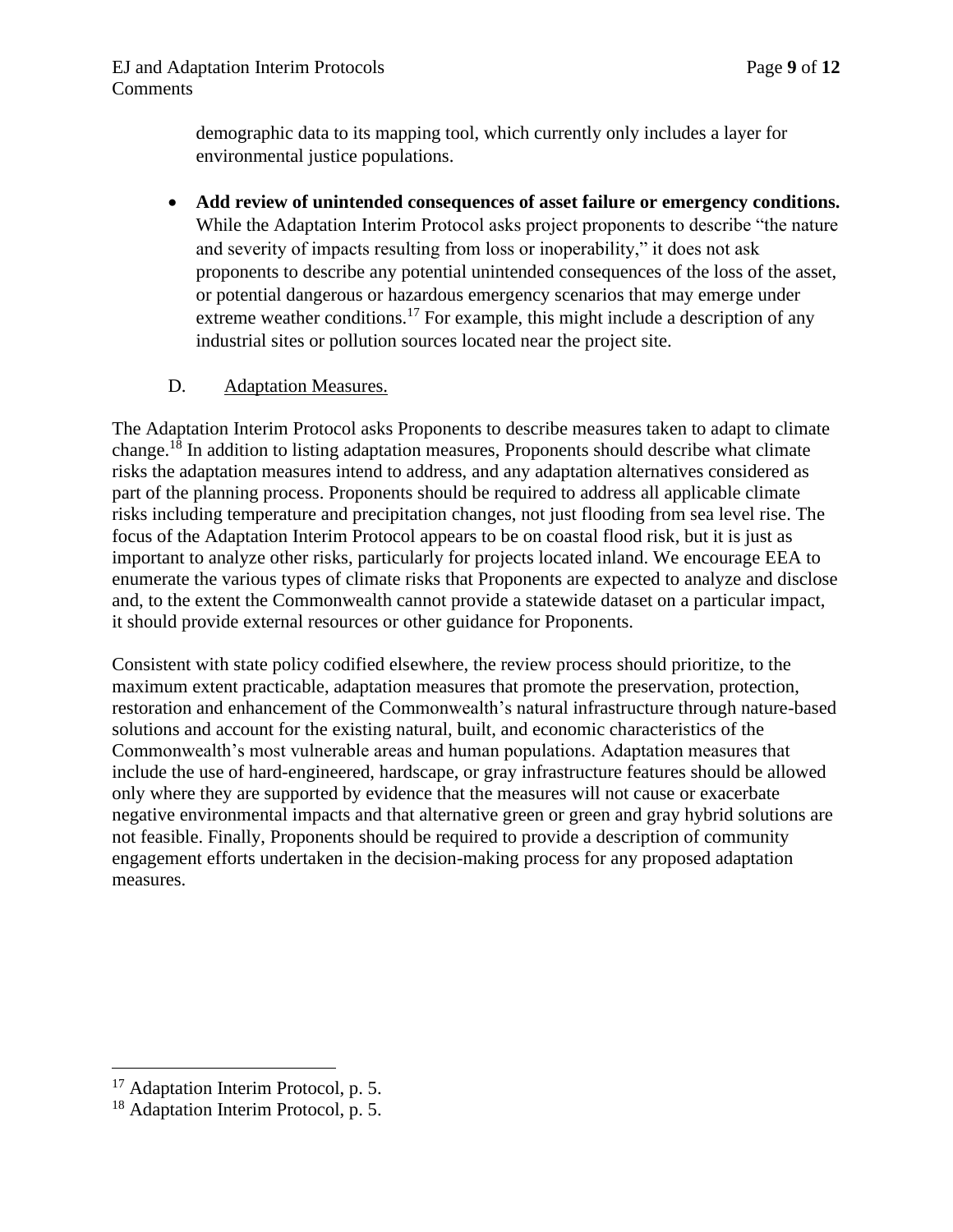demographic data to its mapping tool, which currently only includes a layer for environmental justice populations.

- **Add review of unintended consequences of asset failure or emergency conditions.** While the Adaptation Interim Protocol asks project proponents to describe "the nature and severity of impacts resulting from loss or inoperability," it does not ask proponents to describe any potential unintended consequences of the loss of the asset, or potential dangerous or hazardous emergency scenarios that may emerge under extreme weather conditions.[17] For example, this might include a description of any industrial sites or pollution sources located near the project site.

D. Adaptation Measures.

The Adaptation Interim Protocol asks Proponents to describe measures taken to adapt to climate change.[18] In addition to listing adaptation measures, Proponents should describe what climate risks the adaptation measures intend to address, and any adaptation alternatives considered as part of the planning process. Proponents should be required to address all applicable climate risks including temperature and precipitation changes, not just flooding from sea level rise. The focus of the Adaptation Interim Protocol appears to be on coastal flood risk, but it is just as important to analyze other risks, particularly for projects located inland. We encourage EEA to enumerate the various types of climate risks that Proponents are expected to analyze and disclose and, to the extent the Commonwealth cannot provide a statewide dataset on a particular impact, it should provide external resources or other guidance for Proponents.

Consistent with state policy codified elsewhere, the review process should prioritize, to the maximum extent practicable, adaptation measures that promote the preservation, protection, restoration and enhancement of the Commonwealth's natural infrastructure through nature-based solutions and account for the existing natural, built, and economic characteristics of the Commonwealth's most vulnerable areas and human populations. Adaptation measures that include the use of hard-engineered, hardscape, or gray infrastructure features should be allowed only where they are supported by evidence that the measures will not cause or exacerbate negative environmental impacts and that alternative green or green and gray hybrid solutions are not feasible. Finally, Proponents should be required to provide a description of community engagement efforts undertaken in the decision-making process for any proposed adaptation measures.

[17] Adaptation Interim Protocol, p. 5.

[18] Adaptation Interim Protocol, p. 5.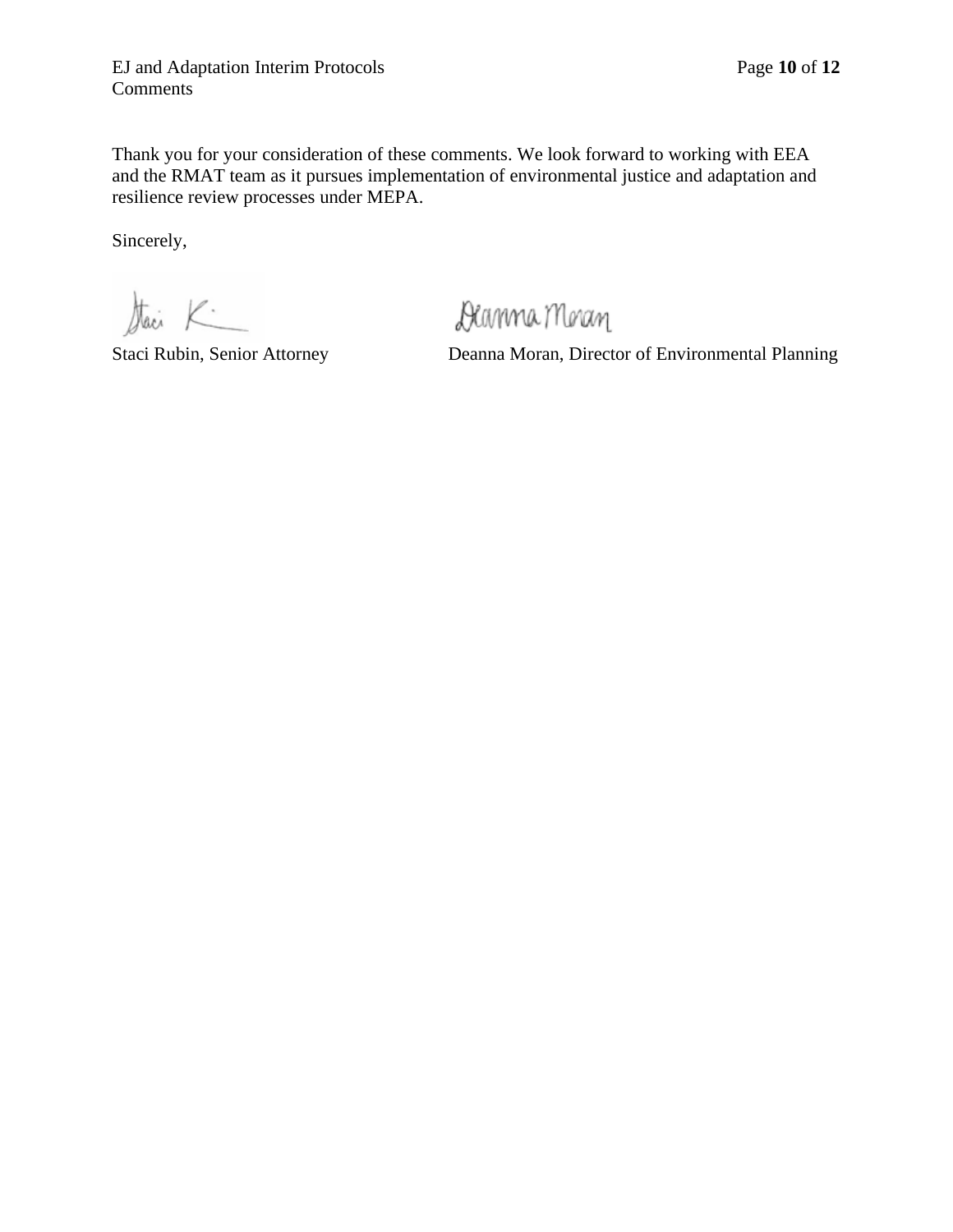Thank you for your consideration of these comments. We look forward to working with EEA and the RMAT team as it pursues implementation of environmental justice and adaptation and resilience review processes under MEPA.

Sincerely,

Staci Rubin, Senior Attorney

Deanna Moran, Director of Environmental Planning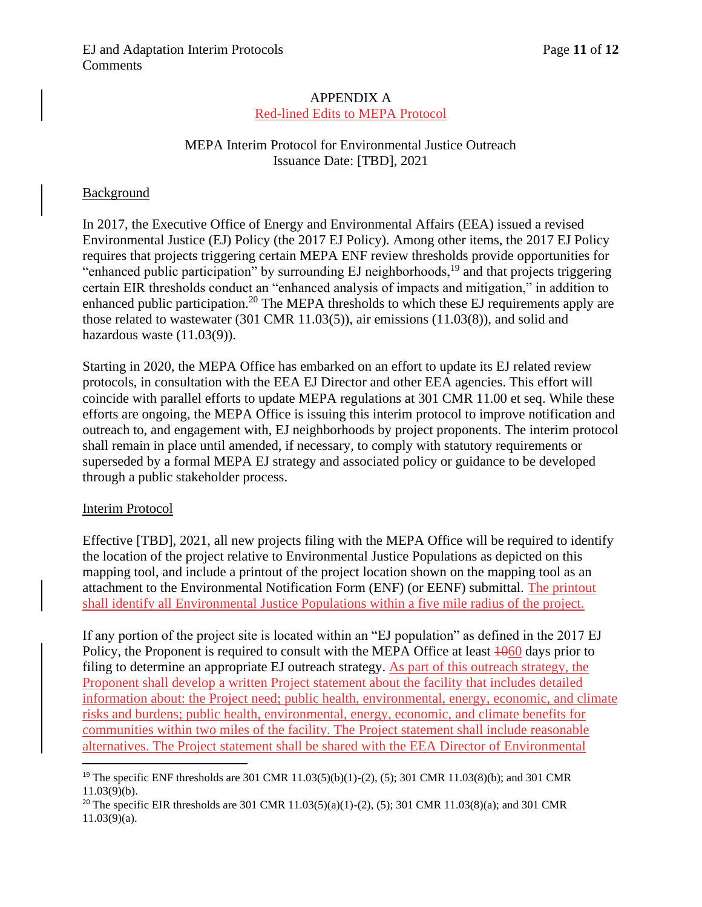APPENDIX A
Red-lined Edits to MEPA Protocol

MEPA Interim Protocol for Environmental Justice Outreach
Issuance Date: [TBD], 2021

Background

In 2017, the Executive Office of Energy and Environmental Affairs (EEA) issued a revised Environmental Justice (EJ) Policy (the 2017 EJ Policy). Among other items, the 2017 EJ Policy requires that projects triggering certain MEPA ENF review thresholds provide opportunities for "enhanced public participation" by surrounding EJ neighborhoods,[19] and that projects triggering certain EIR thresholds conduct an "enhanced analysis of impacts and mitigation," in addition to enhanced public participation.[20] The MEPA thresholds to which these EJ requirements apply are those related to wastewater (301 CMR 11.03(5)), air emissions (11.03(8)), and solid and hazardous waste (11.03(9)).

Starting in 2020, the MEPA Office has embarked on an effort to update its EJ related review protocols, in consultation with the EEA EJ Director and other EEA agencies. This effort will coincide with parallel efforts to update MEPA regulations at 301 CMR 11.00 et seq. While these efforts are ongoing, the MEPA Office is issuing this interim protocol to improve notification and outreach to, and engagement with, EJ neighborhoods by project proponents. The interim protocol shall remain in place until amended, if necessary, to comply with statutory requirements or superseded by a formal MEPA EJ strategy and associated policy or guidance to be developed through a public stakeholder process.

Interim Protocol

Effective [TBD], 2021, all new projects filing with the MEPA Office will be required to identify the location of the project relative to Environmental Justice Populations as depicted on this mapping tool, and include a printout of the project location shown on the mapping tool as an attachment to the Environmental Notification Form (ENF) (or EENF) submittal. The printout shall identify all Environmental Justice Populations within a five mile radius of the project.

If any portion of the project site is located within an "EJ population" as defined in the 2017 EJ Policy, the Proponent is required to consult with the MEPA Office at least ~~10~~60 days prior to filing to determine an appropriate EJ outreach strategy. As part of this outreach strategy, the Proponent shall develop a written Project statement about the facility that includes detailed information about: the Project need; public health, environmental, energy, economic, and climate risks and burdens; public health, environmental, energy, economic, and climate benefits for communities within two miles of the facility. The Project statement shall include reasonable alternatives. The Project statement shall be shared with the EEA Director of Environmental

---

[19] The specific ENF thresholds are 301 CMR 11.03(5)(b)(1)-(2), (5); 301 CMR 11.03(8)(b); and 301 CMR 11.03(9)(b).

[20] The specific EIR thresholds are 301 CMR 11.03(5)(a)(1)-(2), (5); 301 CMR 11.03(8)(a); and 301 CMR 11.03(9)(a).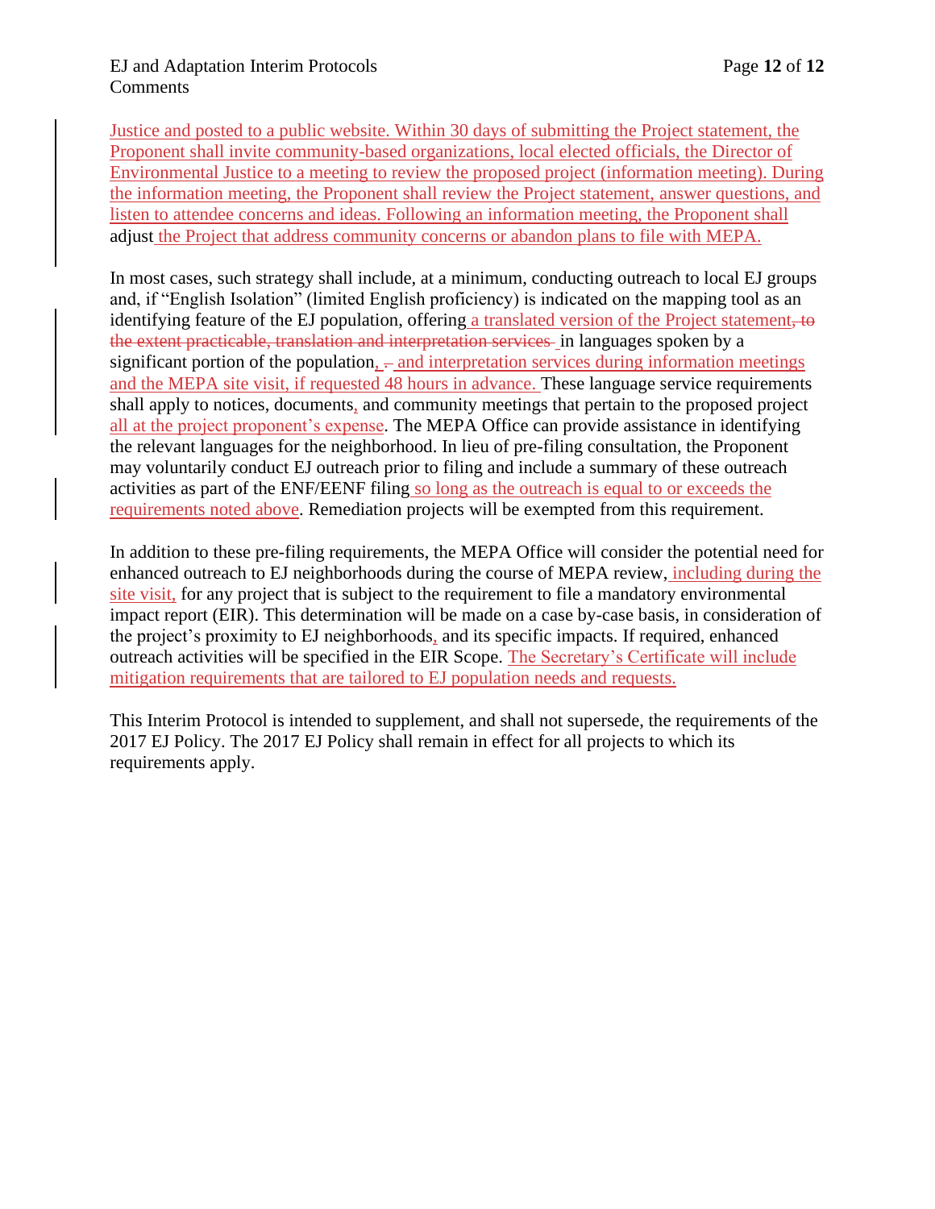Justice and posted to a public website. Within 30 days of submitting the Project statement, the Proponent shall invite community-based organizations, local elected officials, the Director of Environmental Justice to a meeting to review the proposed project (information meeting). During the information meeting, the Proponent shall review the Project statement, answer questions, and listen to attendee concerns and ideas. Following an information meeting, the Proponent shall adjust the Project that address community concerns or abandon plans to file with MEPA.

In most cases, such strategy shall include, at a minimum, conducting outreach to local EJ groups and, if "English Isolation" (limited English proficiency) is indicated on the mapping tool as an identifying feature of the EJ population, offering a translated version of the Project statement~~, to the extent practicable, translation and interpretation services~~ in languages spoken by a significant portion of the population, ~~.~~ and interpretation services during information meetings and the MEPA site visit, if requested 48 hours in advance. These language service requirements shall apply to notices, documents, and community meetings that pertain to the proposed project all at the project proponent's expense. The MEPA Office can provide assistance in identifying the relevant languages for the neighborhood. In lieu of pre-filing consultation, the Proponent may voluntarily conduct EJ outreach prior to filing and include a summary of these outreach activities as part of the ENF/EENF filing so long as the outreach is equal to or exceeds the requirements noted above. Remediation projects will be exempted from this requirement.

In addition to these pre-filing requirements, the MEPA Office will consider the potential need for enhanced outreach to EJ neighborhoods during the course of MEPA review, including during the site visit, for any project that is subject to the requirement to file a mandatory environmental impact report (EIR). This determination will be made on a case by-case basis, in consideration of the project's proximity to EJ neighborhoods, and its specific impacts. If required, enhanced outreach activities will be specified in the EIR Scope. The Secretary's Certificate will include mitigation requirements that are tailored to EJ population needs and requests.

This Interim Protocol is intended to supplement, and shall not supersede, the requirements of the 2017 EJ Policy. The 2017 EJ Policy shall remain in effect for all projects to which its requirements apply.